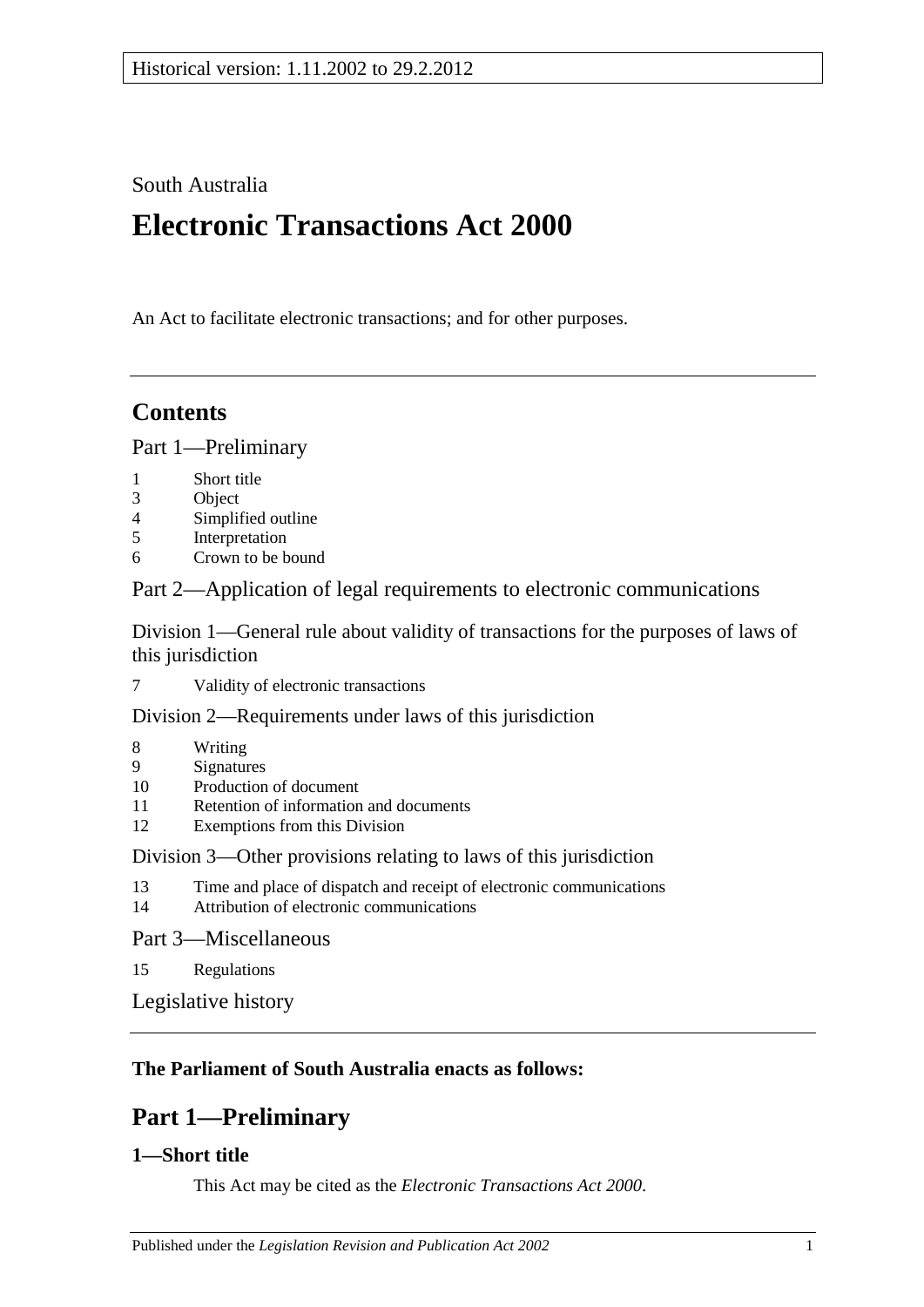Historical version: 1.11.2002 to 29.2.2012

South Australia

# Electronic Transactions Act 2000

An Act to facilitate electronic transactions; and for other purposes.

---

## Contents

Part 1—Preliminary

- 1 Short title
- 3 Object
- 4 Simplified outline
- 5 Interpretation
- 6 Crown to be bound

Part 2—Application of legal requirements to electronic communications

Division 1—General rule about validity of transactions for the purposes of laws of this jurisdiction

- 7 Validity of electronic transactions

Division 2—Requirements under laws of this jurisdiction

- 8 Writing
- 9 Signatures
- 10 Production of document
- 11 Retention of information and documents
- 12 Exemptions from this Division

Division 3—Other provisions relating to laws of this jurisdiction

- 13 Time and place of dispatch and receipt of electronic communications
- 14 Attribution of electronic communications

Part 3—Miscellaneous

- 15 Regulations

Legislative history

---

**The Parliament of South Australia enacts as follows:**

## Part 1—Preliminary

### 1—Short title

This Act may be cited as the *Electronic Transactions Act 2000*.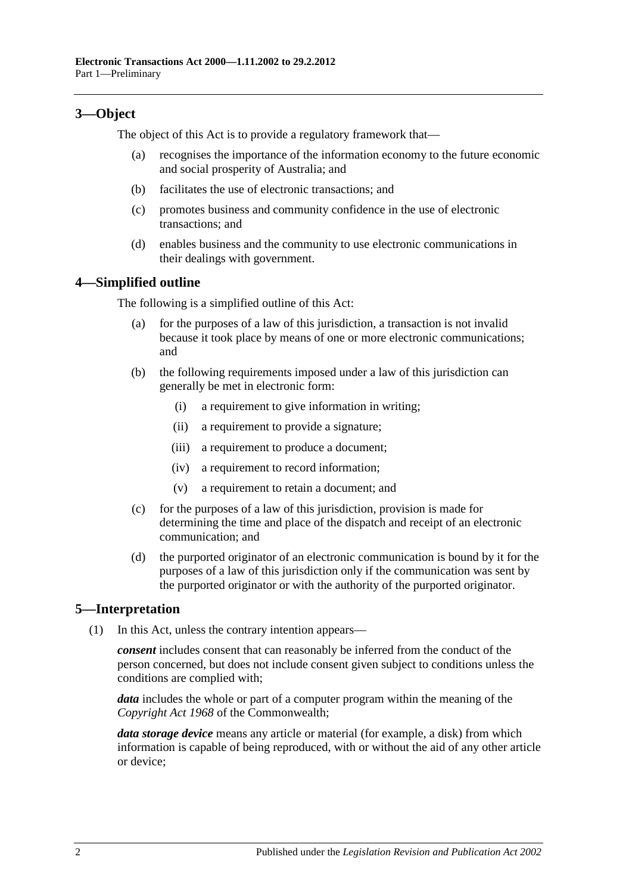## 3—Object

The object of this Act is to provide a regulatory framework that—

(a) recognises the importance of the information economy to the future economic and social prosperity of Australia; and

(b) facilitates the use of electronic transactions; and

(c) promotes business and community confidence in the use of electronic transactions; and

(d) enables business and the community to use electronic communications in their dealings with government.

## 4—Simplified outline

The following is a simplified outline of this Act:

(a) for the purposes of a law of this jurisdiction, a transaction is not invalid because it took place by means of one or more electronic communications; and

(b) the following requirements imposed under a law of this jurisdiction can generally be met in electronic form:

(i) a requirement to give information in writing;

(ii) a requirement to provide a signature;

(iii) a requirement to produce a document;

(iv) a requirement to record information;

(v) a requirement to retain a document; and

(c) for the purposes of a law of this jurisdiction, provision is made for determining the time and place of the dispatch and receipt of an electronic communication; and

(d) the purported originator of an electronic communication is bound by it for the purposes of a law of this jurisdiction only if the communication was sent by the purported originator or with the authority of the purported originator.

## 5—Interpretation

(1) In this Act, unless the contrary intention appears—

***consent*** includes consent that can reasonably be inferred from the conduct of the person concerned, but does not include consent given subject to conditions unless the conditions are complied with;

***data*** includes the whole or part of a computer program within the meaning of the *Copyright Act 1968* of the Commonwealth;

***data storage device*** means any article or material (for example, a disk) from which information is capable of being reproduced, with or without the aid of any other article or device;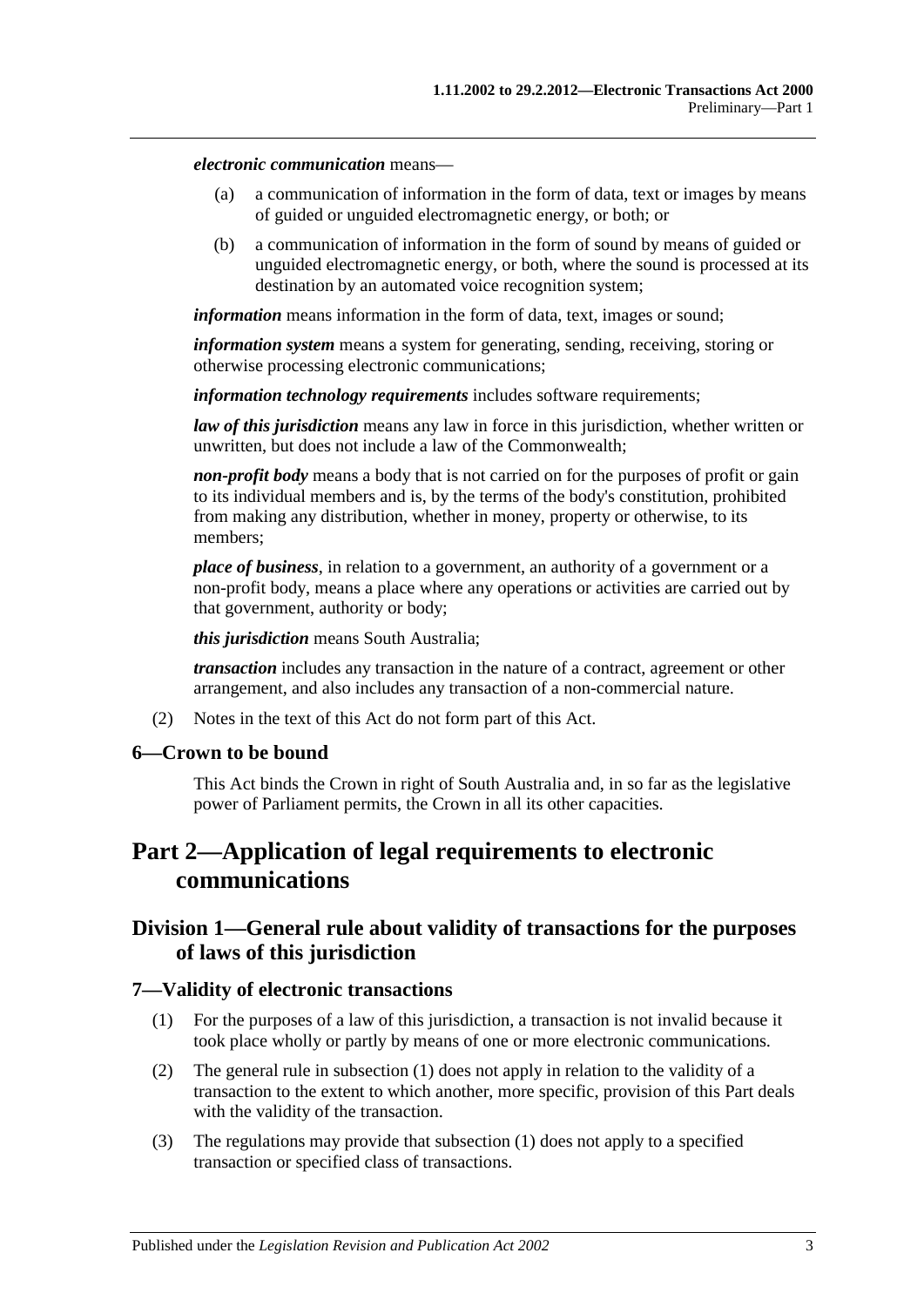***electronic communication*** means—

(a) a communication of information in the form of data, text or images by means of guided or unguided electromagnetic energy, or both; or

(b) a communication of information in the form of sound by means of guided or unguided electromagnetic energy, or both, where the sound is processed at its destination by an automated voice recognition system;

***information*** means information in the form of data, text, images or sound;

***information system*** means a system for generating, sending, receiving, storing or otherwise processing electronic communications;

***information technology requirements*** includes software requirements;

***law of this jurisdiction*** means any law in force in this jurisdiction, whether written or unwritten, but does not include a law of the Commonwealth;

***non-profit body*** means a body that is not carried on for the purposes of profit or gain to its individual members and is, by the terms of the body's constitution, prohibited from making any distribution, whether in money, property or otherwise, to its members;

***place of business***, in relation to a government, an authority of a government or a non-profit body, means a place where any operations or activities are carried out by that government, authority or body;

***this jurisdiction*** means South Australia;

***transaction*** includes any transaction in the nature of a contract, agreement or other arrangement, and also includes any transaction of a non-commercial nature.

(2) Notes in the text of this Act do not form part of this Act.

### 6—Crown to be bound

This Act binds the Crown in right of South Australia and, in so far as the legislative power of Parliament permits, the Crown in all its other capacities.

# Part 2—Application of legal requirements to electronic communications

## Division 1—General rule about validity of transactions for the purposes of laws of this jurisdiction

### 7—Validity of electronic transactions

(1) For the purposes of a law of this jurisdiction, a transaction is not invalid because it took place wholly or partly by means of one or more electronic communications.

(2) The general rule in subsection (1) does not apply in relation to the validity of a transaction to the extent to which another, more specific, provision of this Part deals with the validity of the transaction.

(3) The regulations may provide that subsection (1) does not apply to a specified transaction or specified class of transactions.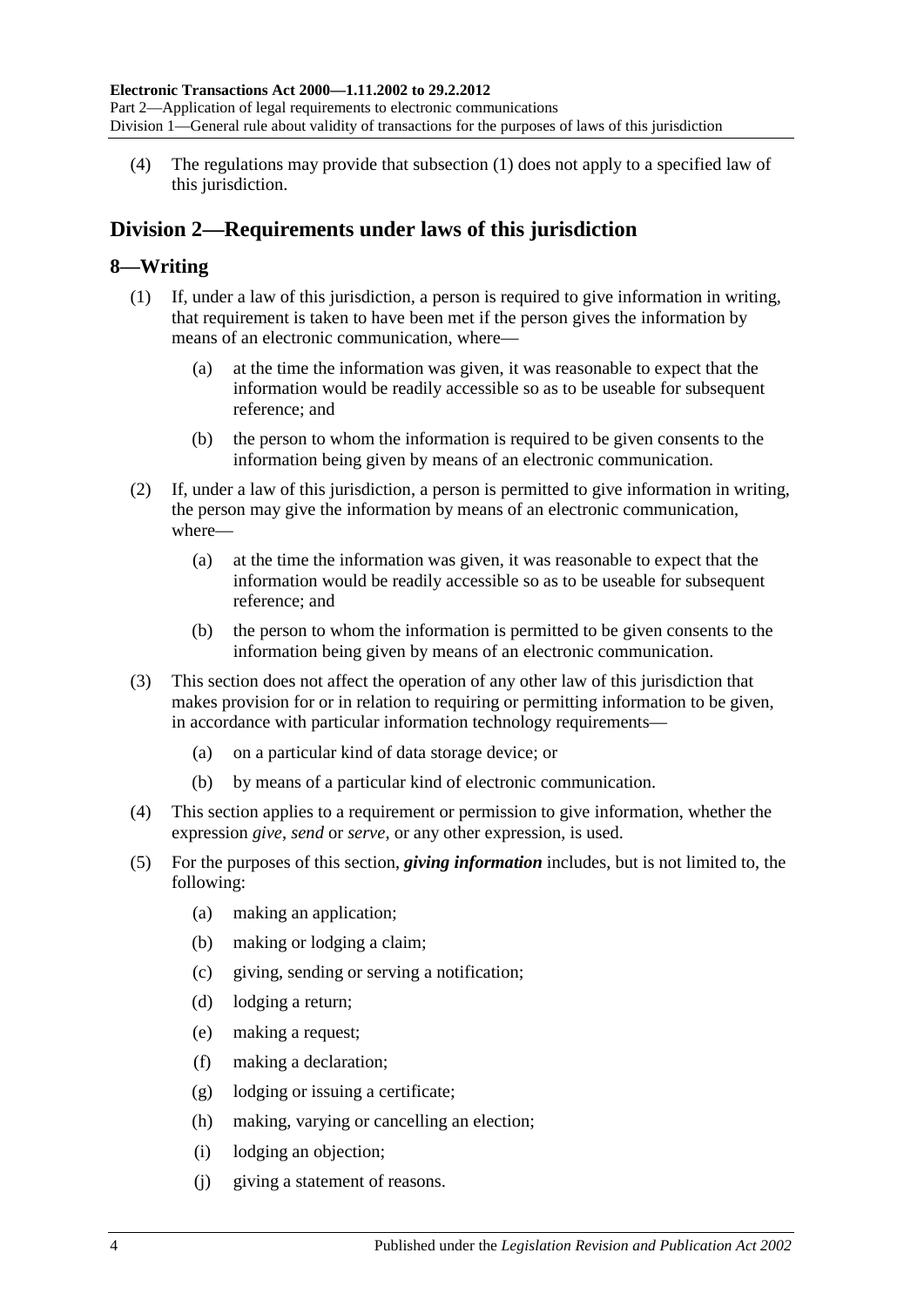(4) The regulations may provide that subsection (1) does not apply to a specified law of this jurisdiction.

## Division 2—Requirements under laws of this jurisdiction

### 8—Writing

(1) If, under a law of this jurisdiction, a person is required to give information in writing, that requirement is taken to have been met if the person gives the information by means of an electronic communication, where—

(a) at the time the information was given, it was reasonable to expect that the information would be readily accessible so as to be useable for subsequent reference; and

(b) the person to whom the information is required to be given consents to the information being given by means of an electronic communication.

(2) If, under a law of this jurisdiction, a person is permitted to give information in writing, the person may give the information by means of an electronic communication, where—

(a) at the time the information was given, it was reasonable to expect that the information would be readily accessible so as to be useable for subsequent reference; and

(b) the person to whom the information is permitted to be given consents to the information being given by means of an electronic communication.

(3) This section does not affect the operation of any other law of this jurisdiction that makes provision for or in relation to requiring or permitting information to be given, in accordance with particular information technology requirements—

(a) on a particular kind of data storage device; or

(b) by means of a particular kind of electronic communication.

(4) This section applies to a requirement or permission to give information, whether the expression *give*, *send* or *serve*, or any other expression, is used.

(5) For the purposes of this section, ***giving information*** includes, but is not limited to, the following:

(a) making an application;

(b) making or lodging a claim;

(c) giving, sending or serving a notification;

(d) lodging a return;

(e) making a request;

(f) making a declaration;

(g) lodging or issuing a certificate;

(h) making, varying or cancelling an election;

(i) lodging an objection;

(j) giving a statement of reasons.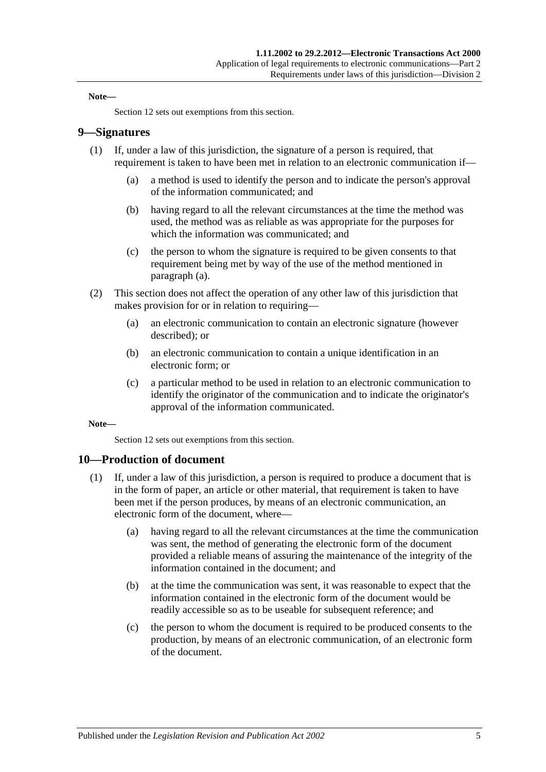**Note—**

Section 12 sets out exemptions from this section.

## 9—Signatures

(1) If, under a law of this jurisdiction, the signature of a person is required, that requirement is taken to have been met in relation to an electronic communication if—

(a) a method is used to identify the person and to indicate the person's approval of the information communicated; and

(b) having regard to all the relevant circumstances at the time the method was used, the method was as reliable as was appropriate for the purposes for which the information was communicated; and

(c) the person to whom the signature is required to be given consents to that requirement being met by way of the use of the method mentioned in paragraph (a).

(2) This section does not affect the operation of any other law of this jurisdiction that makes provision for or in relation to requiring—

(a) an electronic communication to contain an electronic signature (however described); or

(b) an electronic communication to contain a unique identification in an electronic form; or

(c) a particular method to be used in relation to an electronic communication to identify the originator of the communication and to indicate the originator's approval of the information communicated.

**Note—**

Section 12 sets out exemptions from this section.

## 10—Production of document

(1) If, under a law of this jurisdiction, a person is required to produce a document that is in the form of paper, an article or other material, that requirement is taken to have been met if the person produces, by means of an electronic communication, an electronic form of the document, where—

(a) having regard to all the relevant circumstances at the time the communication was sent, the method of generating the electronic form of the document provided a reliable means of assuring the maintenance of the integrity of the information contained in the document; and

(b) at the time the communication was sent, it was reasonable to expect that the information contained in the electronic form of the document would be readily accessible so as to be useable for subsequent reference; and

(c) the person to whom the document is required to be produced consents to the production, by means of an electronic communication, of an electronic form of the document.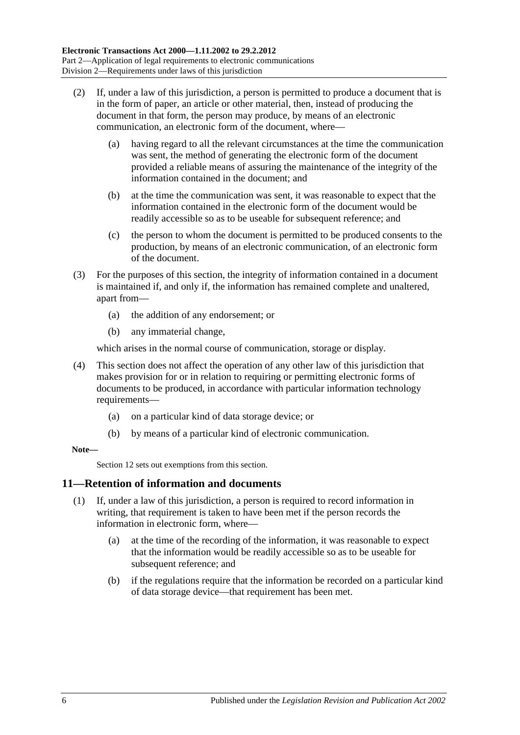(2) If, under a law of this jurisdiction, a person is permitted to produce a document that is in the form of paper, an article or other material, then, instead of producing the document in that form, the person may produce, by means of an electronic communication, an electronic form of the document, where—

(a) having regard to all the relevant circumstances at the time the communication was sent, the method of generating the electronic form of the document provided a reliable means of assuring the maintenance of the integrity of the information contained in the document; and

(b) at the time the communication was sent, it was reasonable to expect that the information contained in the electronic form of the document would be readily accessible so as to be useable for subsequent reference; and

(c) the person to whom the document is permitted to be produced consents to the production, by means of an electronic communication, of an electronic form of the document.

(3) For the purposes of this section, the integrity of information contained in a document is maintained if, and only if, the information has remained complete and unaltered, apart from—

(a) the addition of any endorsement; or

(b) any immaterial change,

which arises in the normal course of communication, storage or display.

(4) This section does not affect the operation of any other law of this jurisdiction that makes provision for or in relation to requiring or permitting electronic forms of documents to be produced, in accordance with particular information technology requirements—

(a) on a particular kind of data storage device; or

(b) by means of a particular kind of electronic communication.

**Note—**

Section 12 sets out exemptions from this section.

## 11—Retention of information and documents

(1) If, under a law of this jurisdiction, a person is required to record information in writing, that requirement is taken to have been met if the person records the information in electronic form, where—

(a) at the time of the recording of the information, it was reasonable to expect that the information would be readily accessible so as to be useable for subsequent reference; and

(b) if the regulations require that the information be recorded on a particular kind of data storage device—that requirement has been met.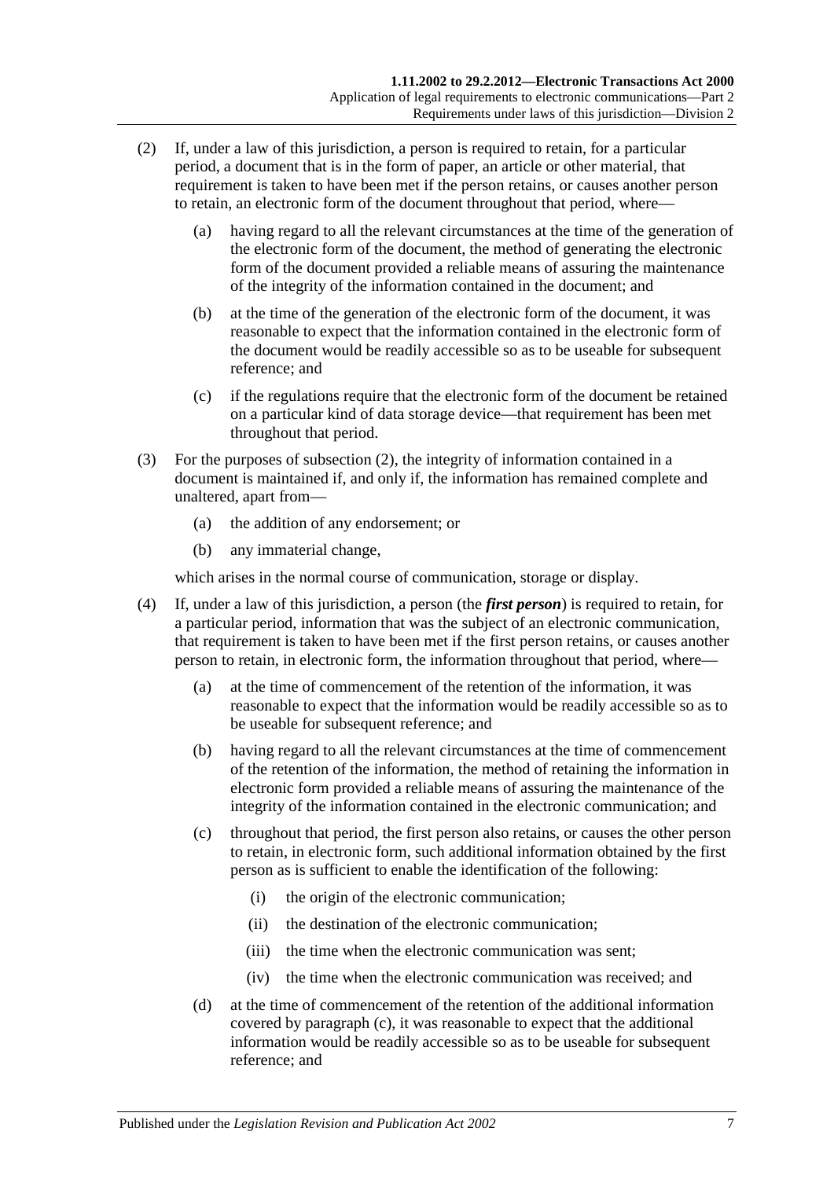(2) If, under a law of this jurisdiction, a person is required to retain, for a particular period, a document that is in the form of paper, an article or other material, that requirement is taken to have been met if the person retains, or causes another person to retain, an electronic form of the document throughout that period, where—

(a) having regard to all the relevant circumstances at the time of the generation of the electronic form of the document, the method of generating the electronic form of the document provided a reliable means of assuring the maintenance of the integrity of the information contained in the document; and

(b) at the time of the generation of the electronic form of the document, it was reasonable to expect that the information contained in the electronic form of the document would be readily accessible so as to be useable for subsequent reference; and

(c) if the regulations require that the electronic form of the document be retained on a particular kind of data storage device—that requirement has been met throughout that period.

(3) For the purposes of subsection (2), the integrity of information contained in a document is maintained if, and only if, the information has remained complete and unaltered, apart from—

(a) the addition of any endorsement; or

(b) any immaterial change,

which arises in the normal course of communication, storage or display.

(4) If, under a law of this jurisdiction, a person (the ***first person***) is required to retain, for a particular period, information that was the subject of an electronic communication, that requirement is taken to have been met if the first person retains, or causes another person to retain, in electronic form, the information throughout that period, where—

(a) at the time of commencement of the retention of the information, it was reasonable to expect that the information would be readily accessible so as to be useable for subsequent reference; and

(b) having regard to all the relevant circumstances at the time of commencement of the retention of the information, the method of retaining the information in electronic form provided a reliable means of assuring the maintenance of the integrity of the information contained in the electronic communication; and

(c) throughout that period, the first person also retains, or causes the other person to retain, in electronic form, such additional information obtained by the first person as is sufficient to enable the identification of the following:

(i) the origin of the electronic communication;

(ii) the destination of the electronic communication;

(iii) the time when the electronic communication was sent;

(iv) the time when the electronic communication was received; and

(d) at the time of commencement of the retention of the additional information covered by paragraph (c), it was reasonable to expect that the additional information would be readily accessible so as to be useable for subsequent reference; and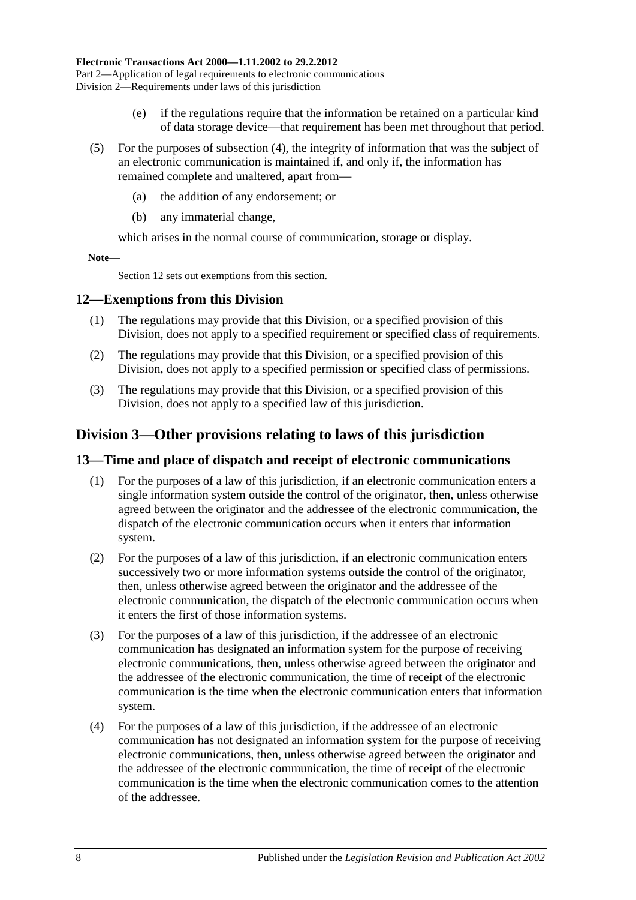(e) if the regulations require that the information be retained on a particular kind of data storage device—that requirement has been met throughout that period.

(5) For the purposes of subsection (4), the integrity of information that was the subject of an electronic communication is maintained if, and only if, the information has remained complete and unaltered, apart from—

(a) the addition of any endorsement; or

(b) any immaterial change,

which arises in the normal course of communication, storage or display.

**Note—**

Section 12 sets out exemptions from this section.

## 12—Exemptions from this Division

(1) The regulations may provide that this Division, or a specified provision of this Division, does not apply to a specified requirement or specified class of requirements.

(2) The regulations may provide that this Division, or a specified provision of this Division, does not apply to a specified permission or specified class of permissions.

(3) The regulations may provide that this Division, or a specified provision of this Division, does not apply to a specified law of this jurisdiction.

# Division 3—Other provisions relating to laws of this jurisdiction

## 13—Time and place of dispatch and receipt of electronic communications

(1) For the purposes of a law of this jurisdiction, if an electronic communication enters a single information system outside the control of the originator, then, unless otherwise agreed between the originator and the addressee of the electronic communication, the dispatch of the electronic communication occurs when it enters that information system.

(2) For the purposes of a law of this jurisdiction, if an electronic communication enters successively two or more information systems outside the control of the originator, then, unless otherwise agreed between the originator and the addressee of the electronic communication, the dispatch of the electronic communication occurs when it enters the first of those information systems.

(3) For the purposes of a law of this jurisdiction, if the addressee of an electronic communication has designated an information system for the purpose of receiving electronic communications, then, unless otherwise agreed between the originator and the addressee of the electronic communication, the time of receipt of the electronic communication is the time when the electronic communication enters that information system.

(4) For the purposes of a law of this jurisdiction, if the addressee of an electronic communication has not designated an information system for the purpose of receiving electronic communications, then, unless otherwise agreed between the originator and the addressee of the electronic communication, the time of receipt of the electronic communication is the time when the electronic communication comes to the attention of the addressee.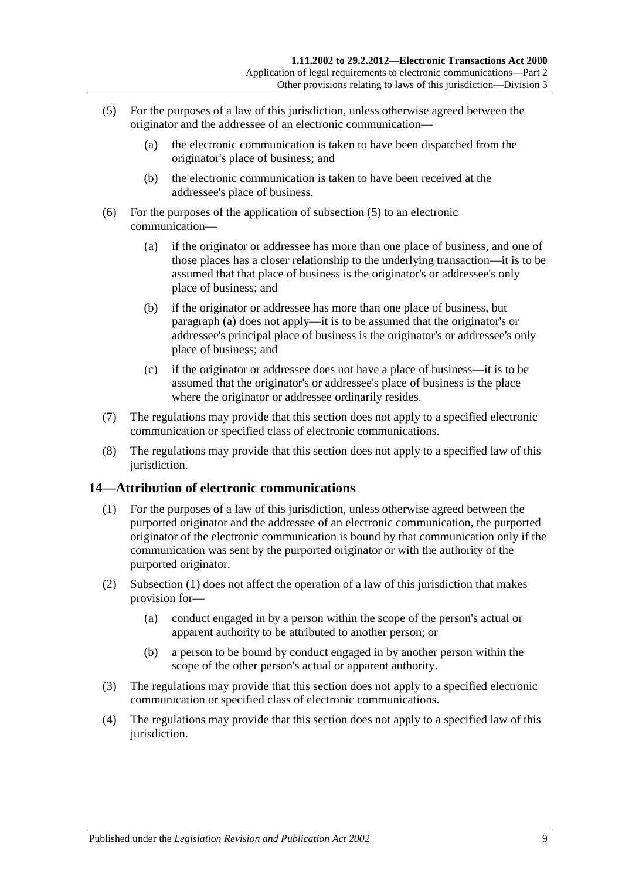(5) For the purposes of a law of this jurisdiction, unless otherwise agreed between the originator and the addressee of an electronic communication—

(a) the electronic communication is taken to have been dispatched from the originator's place of business; and

(b) the electronic communication is taken to have been received at the addressee's place of business.

(6) For the purposes of the application of subsection (5) to an electronic communication—

(a) if the originator or addressee has more than one place of business, and one of those places has a closer relationship to the underlying transaction—it is to be assumed that that place of business is the originator's or addressee's only place of business; and

(b) if the originator or addressee has more than one place of business, but paragraph (a) does not apply—it is to be assumed that the originator's or addressee's principal place of business is the originator's or addressee's only place of business; and

(c) if the originator or addressee does not have a place of business—it is to be assumed that the originator's or addressee's place of business is the place where the originator or addressee ordinarily resides.

(7) The regulations may provide that this section does not apply to a specified electronic communication or specified class of electronic communications.

(8) The regulations may provide that this section does not apply to a specified law of this jurisdiction.

## 14—Attribution of electronic communications

(1) For the purposes of a law of this jurisdiction, unless otherwise agreed between the purported originator and the addressee of an electronic communication, the purported originator of the electronic communication is bound by that communication only if the communication was sent by the purported originator or with the authority of the purported originator.

(2) Subsection (1) does not affect the operation of a law of this jurisdiction that makes provision for—

(a) conduct engaged in by a person within the scope of the person's actual or apparent authority to be attributed to another person; or

(b) a person to be bound by conduct engaged in by another person within the scope of the other person's actual or apparent authority.

(3) The regulations may provide that this section does not apply to a specified electronic communication or specified class of electronic communications.

(4) The regulations may provide that this section does not apply to a specified law of this jurisdiction.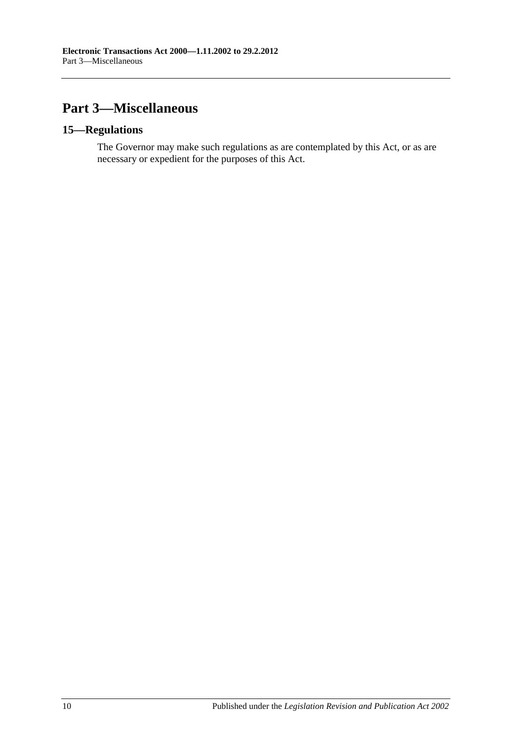# Part 3—Miscellaneous

## 15—Regulations

The Governor may make such regulations as are contemplated by this Act, or as are necessary or expedient for the purposes of this Act.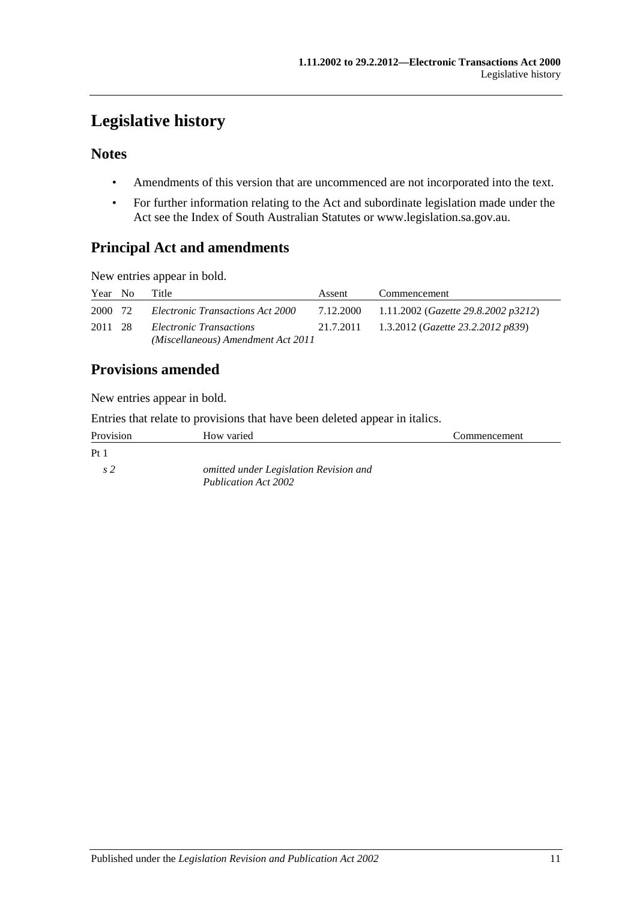# Legislative history

## Notes

- Amendments of this version that are uncommenced are not incorporated into the text.
- For further information relating to the Act and subordinate legislation made under the Act see the Index of South Australian Statutes or www.legislation.sa.gov.au.

## Principal Act and amendments

New entries appear in bold.

| Year | No | Title | Assent | Commencement |
|---|---|---|---|---|
| 2000 | 72 | *Electronic Transactions Act 2000* | 7.12.2000 | 1.11.2002 (*Gazette 29.8.2002 p3212*) |
| 2011 | 28 | *Electronic Transactions (Miscellaneous) Amendment Act 2011* | 21.7.2011 | 1.3.2012 (*Gazette 23.2.2012 p839*) |

## Provisions amended

New entries appear in bold.

Entries that relate to provisions that have been deleted appear in italics.

| Provision | How varied | Commencement |
|---|---|---|
| Pt 1 | | |
| *s 2* | *omitted under Legislation Revision and Publication Act 2002* | |